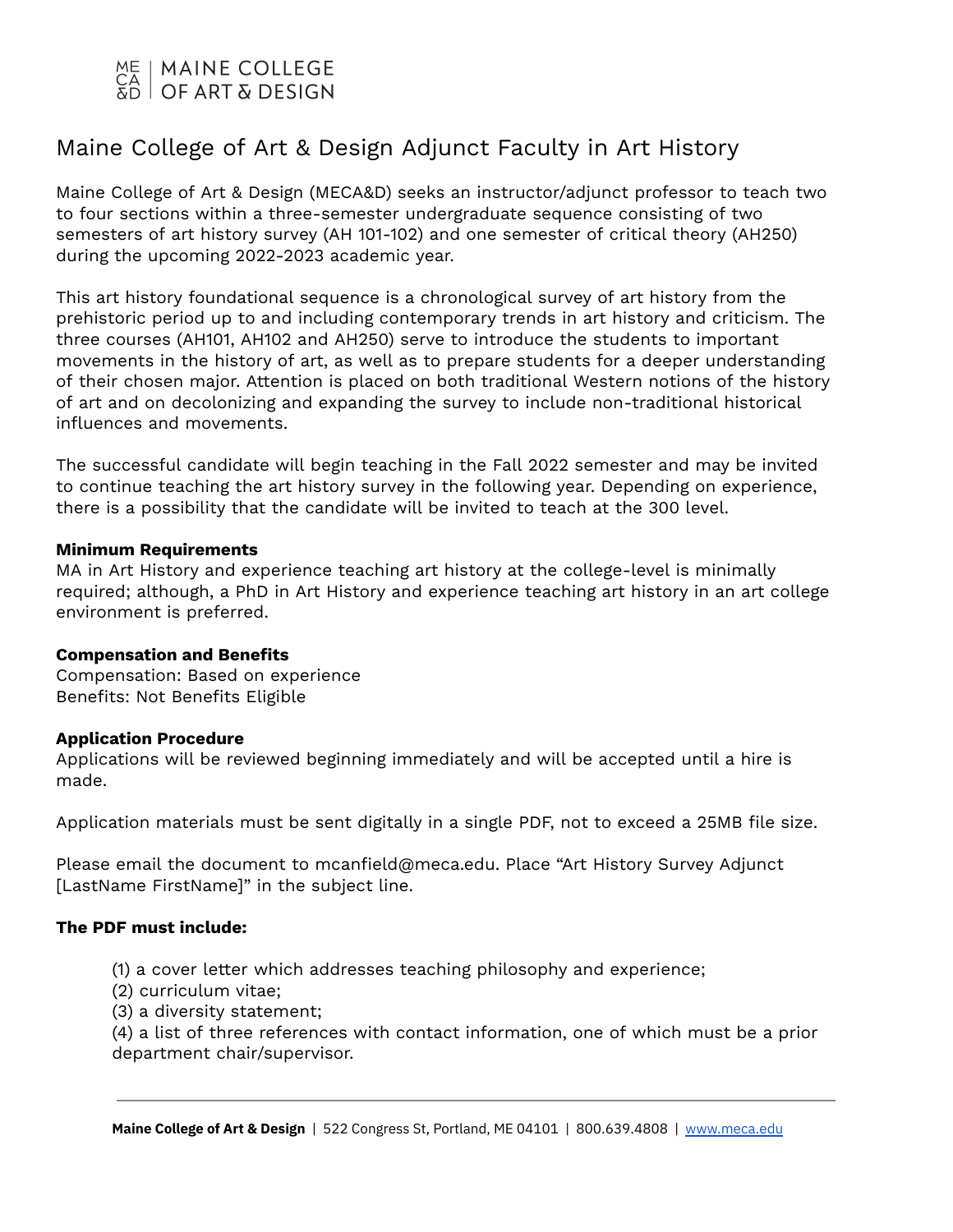MAINE COLLEGE OF ART & DESIGN

# Maine College of Art & Design Adjunct Faculty in Art History

Maine College of Art & Design (MECA&D) seeks an instructor/adjunct professor to teach two to four sections within a three-semester undergraduate sequence consisting of two semesters of art history survey (AH 101-102) and one semester of critical theory (AH250) during the upcoming 2022-2023 academic year.

This art history foundational sequence is a chronological survey of art history from the prehistoric period up to and including contemporary trends in art history and criticism. The three courses (AH101, AH102 and AH250) serve to introduce the students to important movements in the history of art, as well as to prepare students for a deeper understanding of their chosen major. Attention is placed on both traditional Western notions of the history of art and on decolonizing and expanding the survey to include non-traditional historical influences and movements.

The successful candidate will begin teaching in the Fall 2022 semester and may be invited to continue teaching the art history survey in the following year. Depending on experience, there is a possibility that the candidate will be invited to teach at the 300 level.

**Minimum Requirements**
MA in Art History and experience teaching art history at the college-level is minimally required; although, a PhD in Art History and experience teaching art history in an art college environment is preferred.

**Compensation and Benefits**
Compensation: Based on experience
Benefits: Not Benefits Eligible

**Application Procedure**
Applications will be reviewed beginning immediately and will be accepted until a hire is made.

Application materials must be sent digitally in a single PDF, not to exceed a 25MB file size.

Please email the document to mcanfield@meca.edu. Place "Art History Survey Adjunct [LastName FirstName]" in the subject line.

**The PDF must include:**

(1) a cover letter which addresses teaching philosophy and experience;
(2) curriculum vitae;
(3) a diversity statement;
(4) a list of three references with contact information, one of which must be a prior department chair/supervisor.

**Maine College of Art & Design** | 522 Congress St, Portland, ME 04101 | 800.639.4808 | www.meca.edu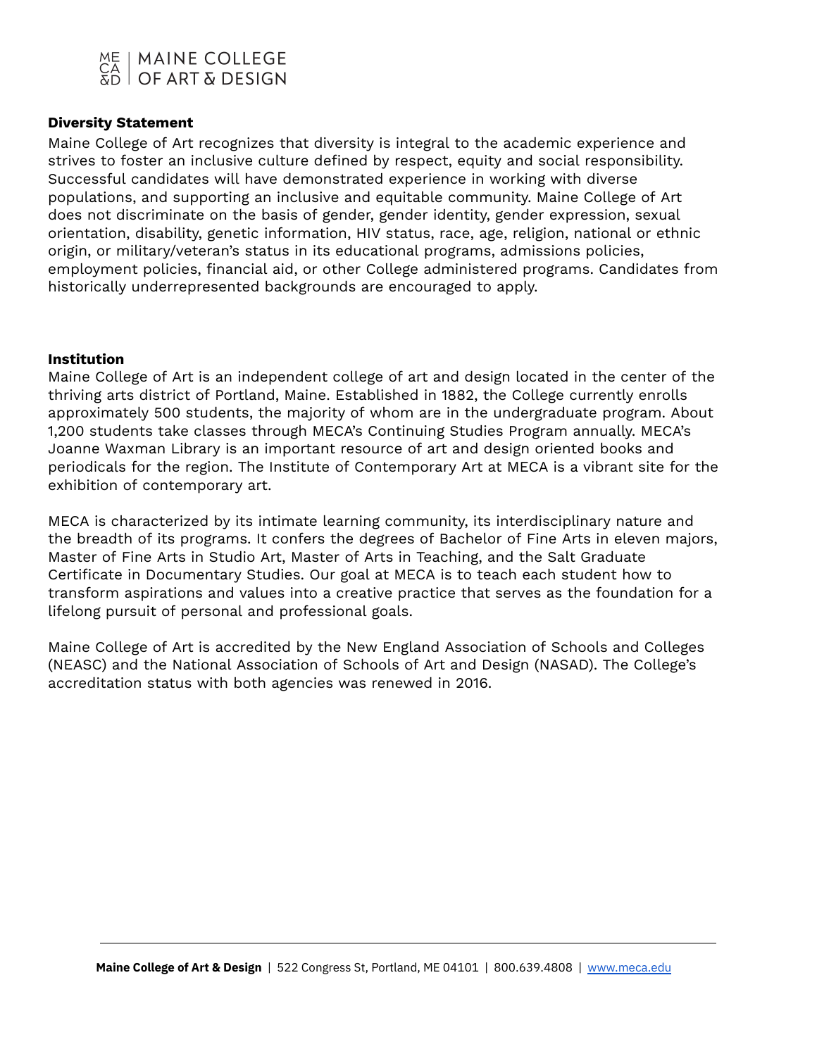**Diversity Statement**

Maine College of Art recognizes that diversity is integral to the academic experience and strives to foster an inclusive culture defined by respect, equity and social responsibility. Successful candidates will have demonstrated experience in working with diverse populations, and supporting an inclusive and equitable community. Maine College of Art does not discriminate on the basis of gender, gender identity, gender expression, sexual orientation, disability, genetic information, HIV status, race, age, religion, national or ethnic origin, or military/veteran's status in its educational programs, admissions policies, employment policies, financial aid, or other College administered programs. Candidates from historically underrepresented backgrounds are encouraged to apply.

**Institution**

Maine College of Art is an independent college of art and design located in the center of the thriving arts district of Portland, Maine. Established in 1882, the College currently enrolls approximately 500 students, the majority of whom are in the undergraduate program. About 1,200 students take classes through MECA's Continuing Studies Program annually. MECA's Joanne Waxman Library is an important resource of art and design oriented books and periodicals for the region. The Institute of Contemporary Art at MECA is a vibrant site for the exhibition of contemporary art.

MECA is characterized by its intimate learning community, its interdisciplinary nature and the breadth of its programs. It confers the degrees of Bachelor of Fine Arts in eleven majors, Master of Fine Arts in Studio Art, Master of Arts in Teaching, and the Salt Graduate Certificate in Documentary Studies. Our goal at MECA is to teach each student how to transform aspirations and values into a creative practice that serves as the foundation for a lifelong pursuit of personal and professional goals.

Maine College of Art is accredited by the New England Association of Schools and Colleges (NEASC) and the National Association of Schools of Art and Design (NASAD). The College's accreditation status with both agencies was renewed in 2016.